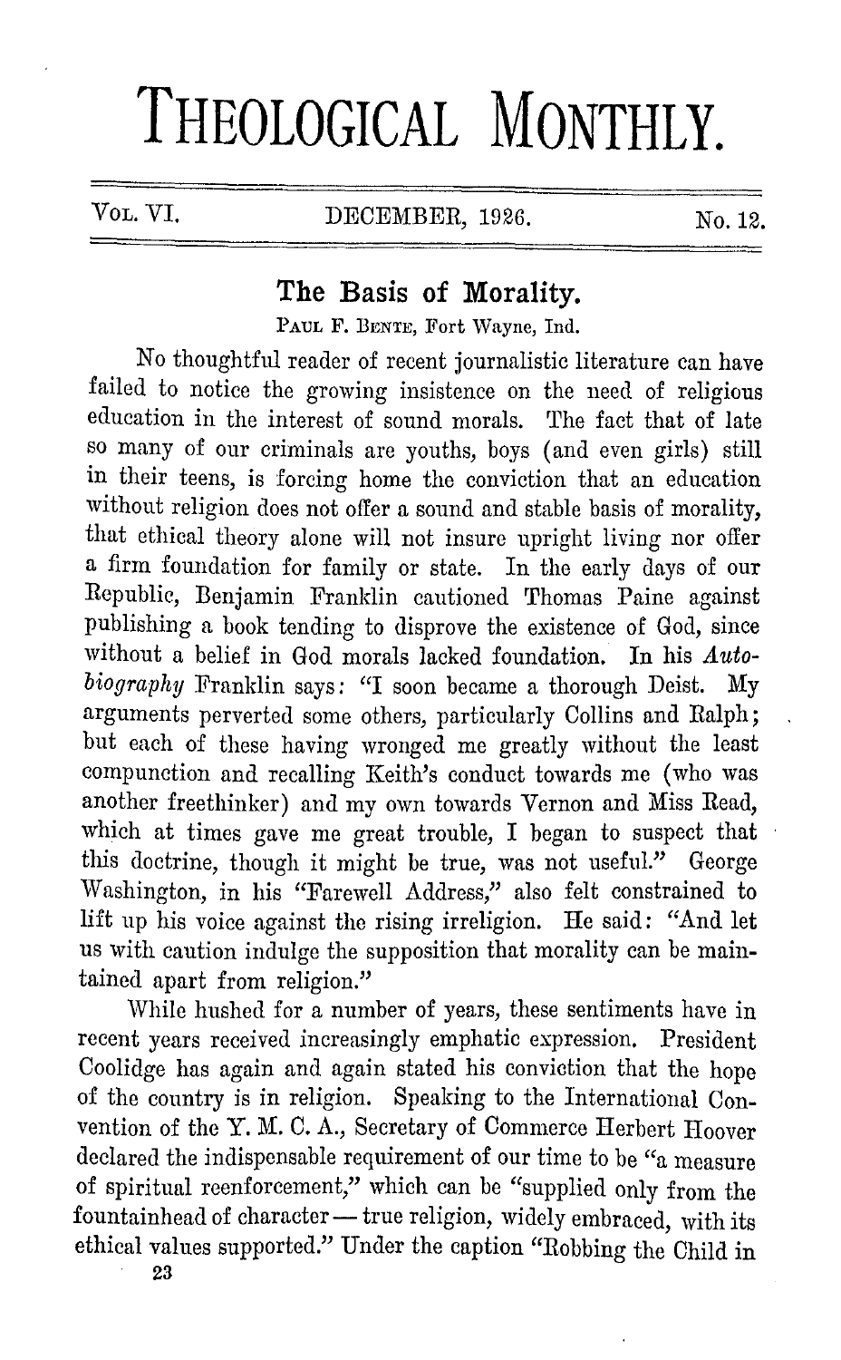# THEOLOGICAL MONTHLY.

Vol. VI. DECEMBER, 1926. No. 12.

## The Basis of Morality.

PAUL F. BENTE, Fort Wayne, Ind.

No thoughtful reader of recent journalistic literature can have failed to notice the growing insistence on the need of religious education in the interest of sound morals. The fact that of late so many of our criminals are youths, boys (and even girls) still in their teens, is forcing home the conviction that an education without religion does not offer a sound and stable basis of morality, that ethical theory alone will not insure upright living nor offer a firm foundation for family or state. In the early days of our Republic, Benjamin Franklin cautioned Thomas Paine against publishing a book tending to disprove the existence of God, since without a belief in God morals lacked foundation. In his *Autobiography* Franklin says: "I soon became a thorough Deist. My arguments perverted some others, particularly Collins and Ralph; but each of these having wronged me greatly without the least compunction and recalling Keith's conduct towards me (who was another freethinker) and my own towards Vernon and Miss Read, which at times gave me great trouble, I began to suspect that this doctrine, though it might be true, was not useful." George Washington, in his "Farewell Address," also felt constrained to lift up his voice against the rising irreligion. He said: "And let us with caution indulge the supposition that morality can be maintained apart from religion."

While hushed for a number of years, these sentiments have in recent years received increasingly emphatic expression. President Coolidge has again and again stated his conviction that the hope of the country is in religion. Speaking to the International Convention of the Y. M. C. A., Secretary of Commerce Herbert Hoover declared the indispensable requirement of our time to be "a measure of spiritual reenforcement," which can be "supplied only from the fountainhead of character — true religion, widely embraced, with its ethical values supported." Under the caption "Robbing the Child in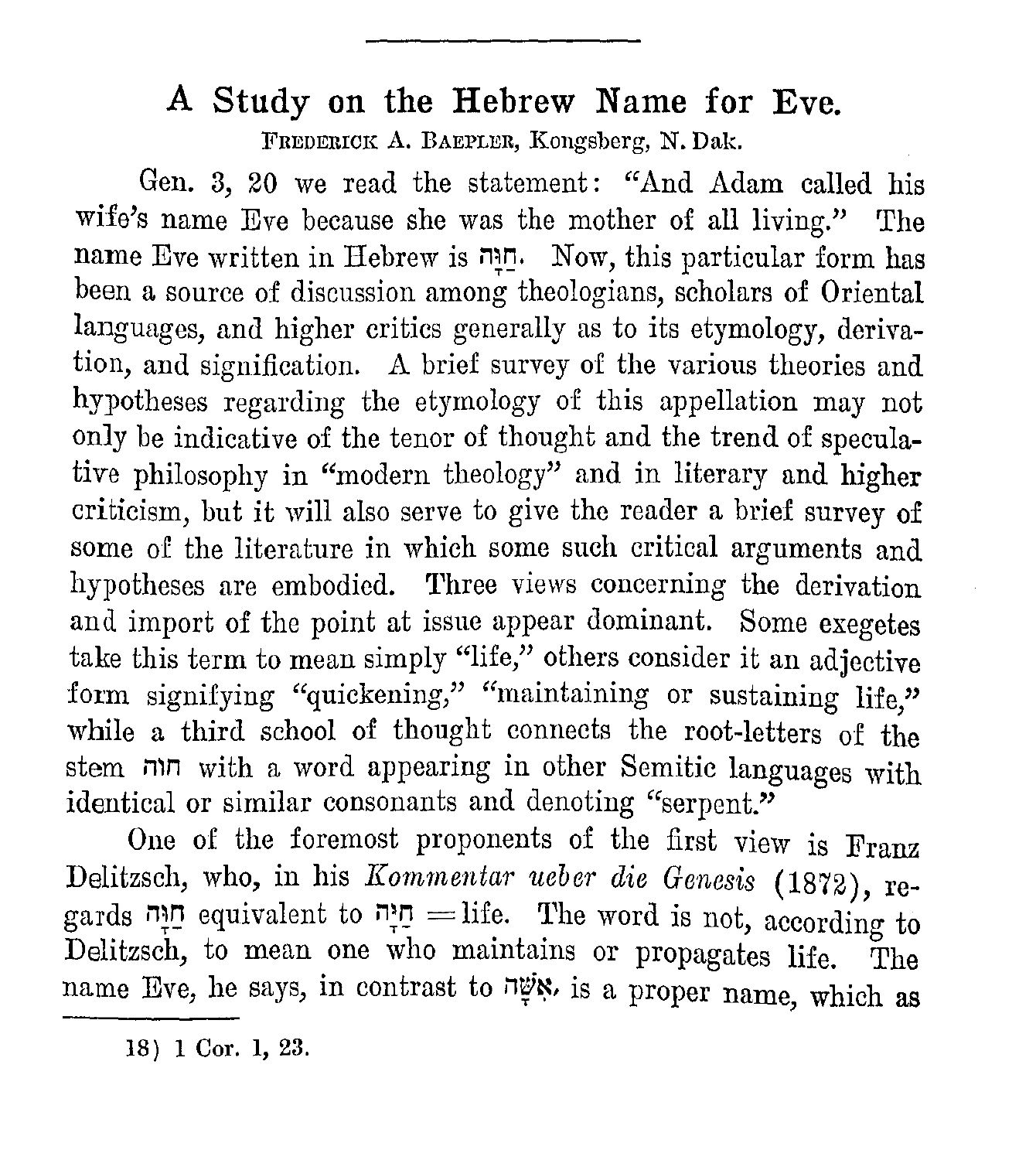# A Study on the Hebrew Name for Eve.

FREDERICK A. BAEPLER, Kongsberg, N. Dak.

Gen. 3, 20 we read the statement: "And Adam called his wife's name Eve because she was the mother of all living." The name Eve written in Hebrew is חַוָּה. Now, this particular form has been a source of discussion among theologians, scholars of Oriental languages, and higher critics generally as to its etymology, derivation, and signification. A brief survey of the various theories and hypotheses regarding the etymology of this appellation may not only be indicative of the tenor of thought and the trend of speculative philosophy in "modern theology" and in literary and higher criticism, but it will also serve to give the reader a brief survey of some of the literature in which some such critical arguments and hypotheses are embodied. Three views concerning the derivation and import of the point at issue appear dominant. Some exegetes take this term to mean simply "life," others consider it an adjective form signifying "quickening," "maintaining or sustaining life," while a third school of thought connects the root-letters of the stem חוה with a word appearing in other Semitic languages with identical or similar consonants and denoting "serpent."

One of the foremost proponents of the first view is Franz Delitzsch, who, in his *Kommentar ueber die Genesis* (1872), regards חַוָּה equivalent to חַיָּה = life. The word is not, according to Delitzsch, to mean one who maintains or propagates life. The name Eve, he says, in contrast to אִשָּׁה, is a proper name, which as

18) 1 Cor. 1, 23.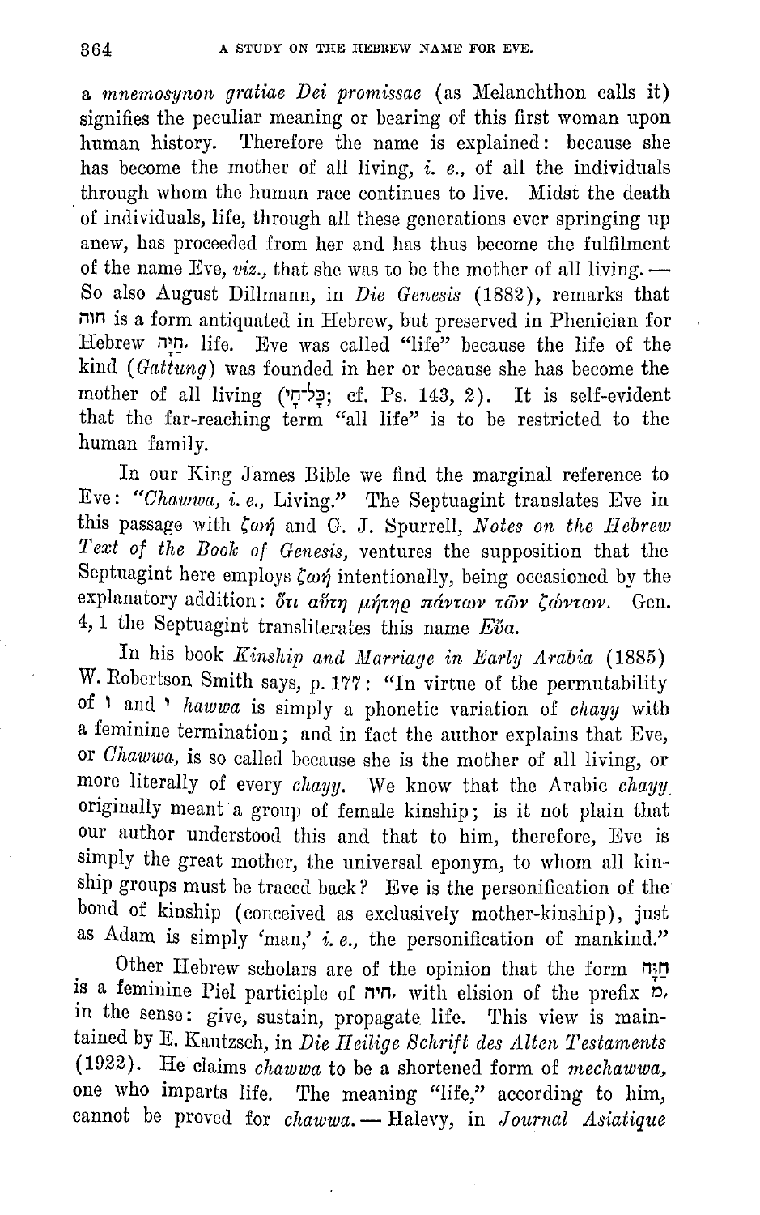a *mnemosynon gratiae Dei promissae* (as Melanchthon calls it) signifies the peculiar meaning or bearing of this first woman upon human history. Therefore the name is explained: because she has become the mother of all living, *i. e.*, of all the individuals through whom the human race continues to live. Midst the death of individuals, life, through all these generations ever springing up anew, has proceeded from her and has thus become the fulfilment of the name Eve, *viz.*, that she was to be the mother of all living. — So also August Dillmann, in *Die Genesis* (1882), remarks that חוה is a form antiquated in Hebrew, but preserved in Phenician for Hebrew חַיָּה, life. Eve was called "life" because the life of the kind (*Gattung*) was founded in her or because she has become the mother of all living (כָּל־חָי; cf. Ps. 143, 2). It is self-evident that the far-reaching term "all life" is to be restricted to the human family.

In our King James Bible we find the marginal reference to Eve: "*Chawwa, i. e.*, Living." The Septuagint translates Eve in this passage with ζωή and G. J. Spurrell, *Notes on the Hebrew Text of the Book of Genesis*, ventures the supposition that the Septuagint here employs ζωή intentionally, being occasioned by the explanatory addition: ὅτι αὕτη μήτηρ πάντων τῶν ζώντων. Gen. 4, 1 the Septuagint transliterates this name *Εὔα*.

In his book *Kinship and Marriage in Early Arabia* (1885) W. Robertson Smith says, p. 177: "In virtue of the permutability of ו and י *hawwa* is simply a phonetic variation of *chayy* with a feminine termination; and in fact the author explains that Eve, or *Chawwa*, is so called because she is the mother of all living, or more literally of every *chayy*. We know that the Arabic *chayy* originally meant a group of female kinship; is it not plain that our author understood this and that to him, therefore, Eve is simply the great mother, the universal eponym, to whom all kinship groups must be traced back? Eve is the personification of the bond of kinship (conceived as exclusively mother-kinship), just as Adam is simply 'man,' *i. e.*, the personification of mankind."

Other Hebrew scholars are of the opinion that the form חַוָּה is a feminine Piel participle of חוה, with elision of the prefix מ, in the sense: give, sustain, propagate life. This view is maintained by E. Kautzsch, in *Die Heilige Schrift des Alten Testaments* (1922). He claims *chawwa* to be a shortened form of *mechawwa*, one who imparts life. The meaning "life," according to him, cannot be proved for *chawwa*. — Halevy, in *Journal Asiatique*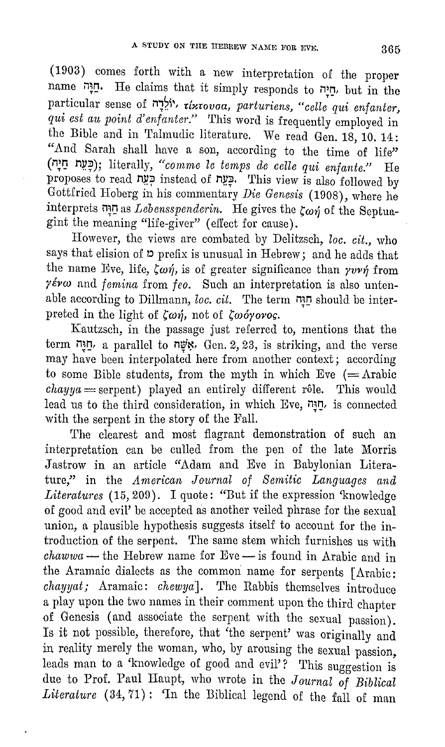(1903) comes forth with a new interpretation of the proper name חַוָּה. He claims that it simply responds to חַיָּה, but in the particular sense of יוֹלֵדָה, τίκτουσα, *parturiens*, *"celle qui enfanter, qui est au point d'enfanter."* This word is frequently employed in the Bible and in Talmudic literature. We read Gen. 18, 10. 14: "And Sarah shall have a son, according to the time of life" (כָּעֵת חַיָּה); literally, *"comme le temps de celle qui enfante."* He proposes to read כְּעֵת instead of כָּעֵת. This view is also followed by Gottfried Hoberg in his commentary *Die Genesis* (1908), where he interprets חַוָּה as *Lebensspenderin*. He gives the ζωή of the Septuagint the meaning "life-giver" (effect for cause).

However, the views are combated by Delitzsch, *loc. cit.*, who says that elision of מ prefix is unusual in Hebrew; and he adds that the name Eve, life, ζωή, is of greater significance than γυνή from γένω and *femina* from *feo*. Such an interpretation is also untenable according to Dillmann, *loc. cit.* The term חַוָּה should be interpreted in the light of ζωή, not of ζωόγονος.

Kautzsch, in the passage just referred to, mentions that the term חַוָּה, a parallel to אִשָּׁה, Gen. 2, 23, is striking, and the verse may have been interpolated here from another context; according to some Bible students, from the myth in which Eve (= Arabic *chayya* = serpent) played an entirely different rôle. This would lead us to the third consideration, in which Eve, חַוָּה, is connected with the serpent in the story of the Fall.

The clearest and most flagrant demonstration of such an interpretation can be culled from the pen of the late Morris Jastrow in an article "Adam and Eve in Babylonian Literature," in the *American Journal of Semitic Languages and Literatures* (15, 209). I quote: "But if the expression 'knowledge of good and evil' be accepted as another veiled phrase for the sexual union, a plausible hypothesis suggests itself to account for the introduction of the serpent. The same stem which furnishes us with *chawwa* — the Hebrew name for Eve — is found in Arabic and in the Aramaic dialects as the common name for serpents [Arabic: *chayyat;* Aramaic: *chewya*]. The Rabbis themselves introduce a play upon the two names in their comment upon the third chapter of Genesis (and associate the serpent with the sexual passion). Is it not possible, therefore, that 'the serpent' was originally and in reality merely the woman, who, by arousing the sexual passion, leads man to a 'knowledge of good and evil'? This suggestion is due to Prof. Paul Haupt, who wrote in the *Journal of Biblical Literature* (34, 71): 'In the Biblical legend of the fall of man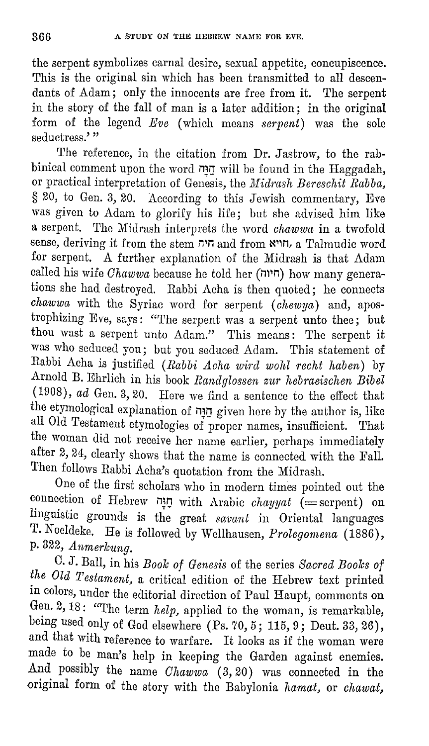the serpent symbolizes carnal desire, sexual appetite, concupiscence. This is the original sin which has been transmitted to all descendants of Adam; only the innocents are free from it. The serpent in the story of the fall of man is a later addition; in the original form of the legend *Eve* (which means *serpent*) was the sole seductress.'"

The reference, in the citation from Dr. Jastrow, to the rabbinical comment upon the word חַוָּה will be found in the Haggadah, or practical interpretation of Genesis, the *Midrash Bereschit Rabba*, § 20, to Gen. 3, 20. According to this Jewish commentary, Eve was given to Adam to glorify his life; but she advised him like a serpent. The Midrash interprets the word *chawwa* in a twofold sense, deriving it from the stem חיה and from חויא, a Talmudic word for serpent. A further explanation of the Midrash is that Adam called his wife *Chawwa* because he told her (חוה) how many generations she had destroyed. Rabbi Acha is then quoted; he connects *chawwa* with the Syriac word for serpent (*chewya*) and, apostrophizing Eve, says: "The serpent was a serpent unto thee; but thou wast a serpent unto Adam." This means: The serpent it was who seduced you; but you seduced Adam. This statement of Rabbi Acha is justified (*Rabbi Acha wird wohl recht haben*) by Arnold B. Ehrlich in his book *Randglossen zur hebraeischen Bibel* (1908), *ad* Gen. 3, 20. Here we find a sentence to the effect that the etymological explanation of חַוָּה given here by the author is, like all Old Testament etymologies of proper names, insufficient. That the woman did not receive her name earlier, perhaps immediately after 2, 24, clearly shows that the name is connected with the Fall. Then follows Rabbi Acha's quotation from the Midrash.

One of the first scholars who in modern times pointed out the connection of Hebrew חַוָּה with Arabic *chayyat* (= serpent) on linguistic grounds is the great *savant* in Oriental languages T. Noeldeke. He is followed by Wellhausen, *Prolegomena* (1886), p. 322, *Anmerkung*.

C. J. Ball, in his *Book of Genesis* of the series *Sacred Books of the Old Testament*, a critical edition of the Hebrew text printed in colors, under the editorial direction of Paul Haupt, comments on Gen. 2, 18: "The term *help*, applied to the woman, is remarkable, being used only of God elsewhere (Ps. 70, 5; 115, 9; Deut. 33, 26), and that with reference to warfare. It looks as if the woman were made to be man's help in keeping the Garden against enemies. And possibly the name *Chawwa* (3, 20) was connected in the original form of the story with the Babylonia *hamat*, or *chawat*,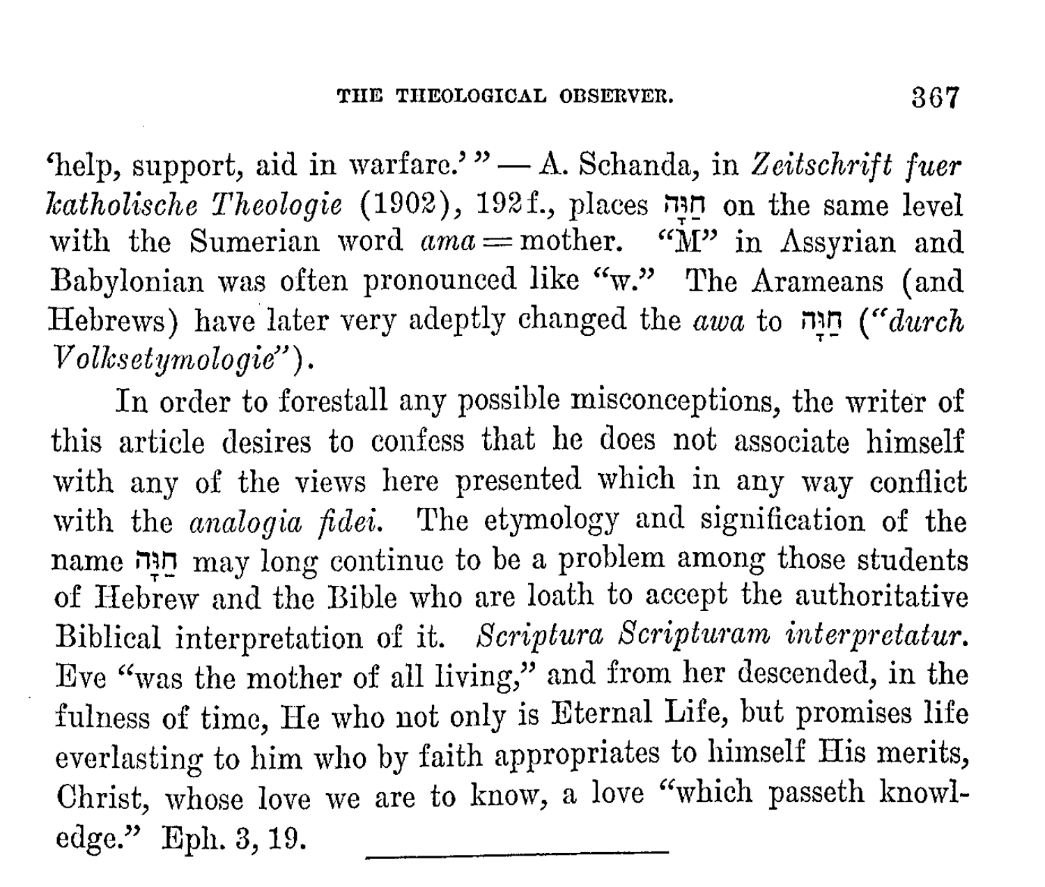'help, support, aid in warfare.'" — A. Schanda, in *Zeitschrift fuer katholische Theologie* (1902), 192 f., places חַוָּה on the same level with the Sumerian word *ama* = mother. "M" in Assyrian and Babylonian was often pronounced like "w." The Arameans (and Hebrews) have later very adeptly changed the *awa* to חַוָּה (*"durch Volksetymologie"*).

In order to forestall any possible misconceptions, the writer of this article desires to confess that he does not associate himself with any of the views here presented which in any way conflict with the *analogia fidei*. The etymology and signification of the name חַוָּה may long continue to be a problem among those students of Hebrew and the Bible who are loath to accept the authoritative Biblical interpretation of it. *Scriptura Scripturam interpretatur.* Eve "was the mother of all living," and from her descended, in the fulness of time, He who not only is Eternal Life, but promises life everlasting to him who by faith appropriates to himself His merits, Christ, whose love we are to know, a love "which passeth knowledge." Eph. 3, 19.

---